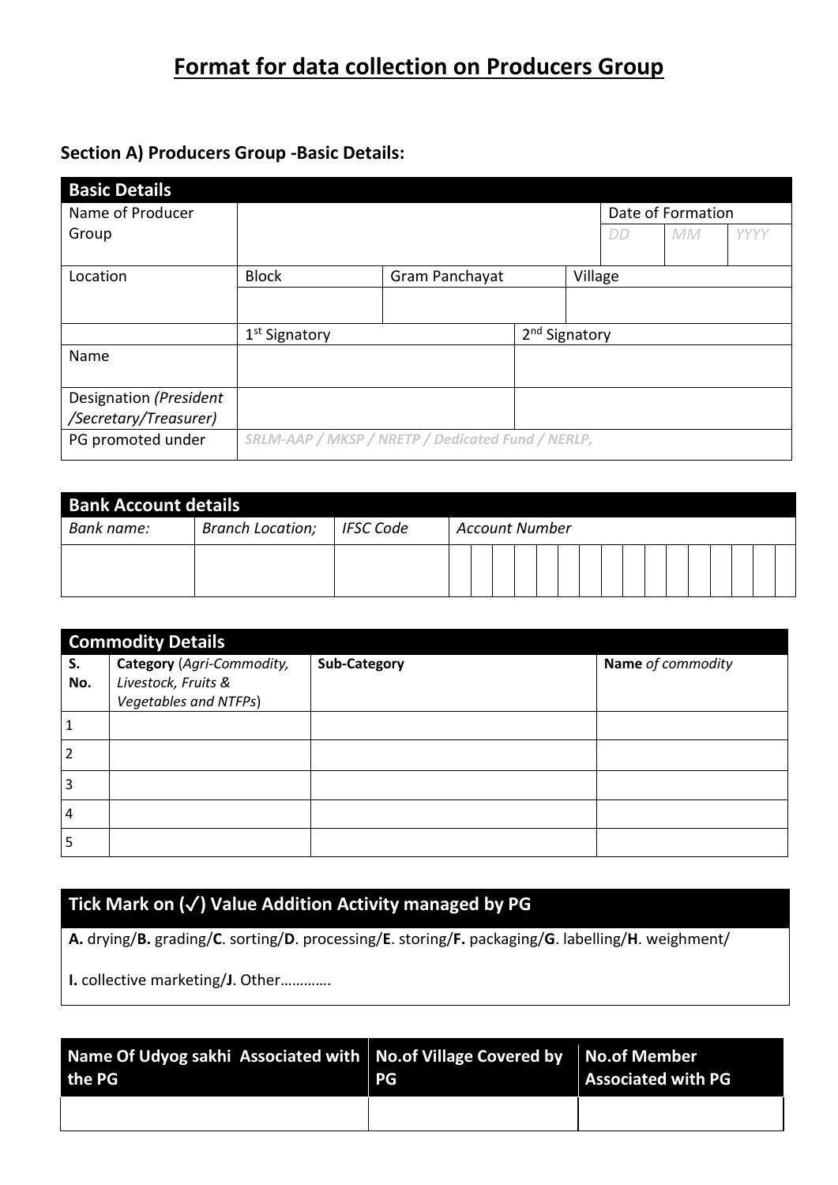# Format for data collection on Producers Group

### Section A) Producers Group -Basic Details:

| **Basic Details** | | | | | |
|---|---|---|---|---|---|
| Name of Producer Group | | | Date of Formation | | |
| | | | *DD* | *MM* | *YYYY* |
| Location | Block | Gram Panchayat | Village | | |
| | | | | | |
| | 1st Signatory | 2nd Signatory | | | |
| Name | | | | | |
| Designation *(President /Secretary/Treasurer)* | | | | | |
| PG promoted under | *SRLM-AAP / MKSP / NRETP / Dedicated Fund / NERLP,* | | | | |

| **Bank Account details** | | | |
|---|---|---|---|
| *Bank name:* | *Branch Location;* | *IFSC Code* | *Account Number* |
| | | | |

| **Commodity Details** | | | |
|---|---|---|---|
| **S. No.** | **Category** (*Agri-Commodity, Livestock, Fruits & Vegetables and NTFPs*) | **Sub-Category** | **Name** *of commodity* |
| 1 | | | |
| 2 | | | |
| 3 | | | |
| 4 | | | |
| 5 | | | |

| **Tick Mark on (✓) Value Addition Activity managed by PG** |
|---|
| **A.** drying/**B.** grading/**C**. sorting/**D**. processing/**E**. storing/**F.** packaging/**G**. labelling/**H**. weighment/ **I.** collective marketing/**J**. Other…………. |

| **Name Of Udyog sakhi Associated with the PG** | **No.of Village Covered by PG** | **No.of Member Associated with PG** |
|---|---|---|
| | | |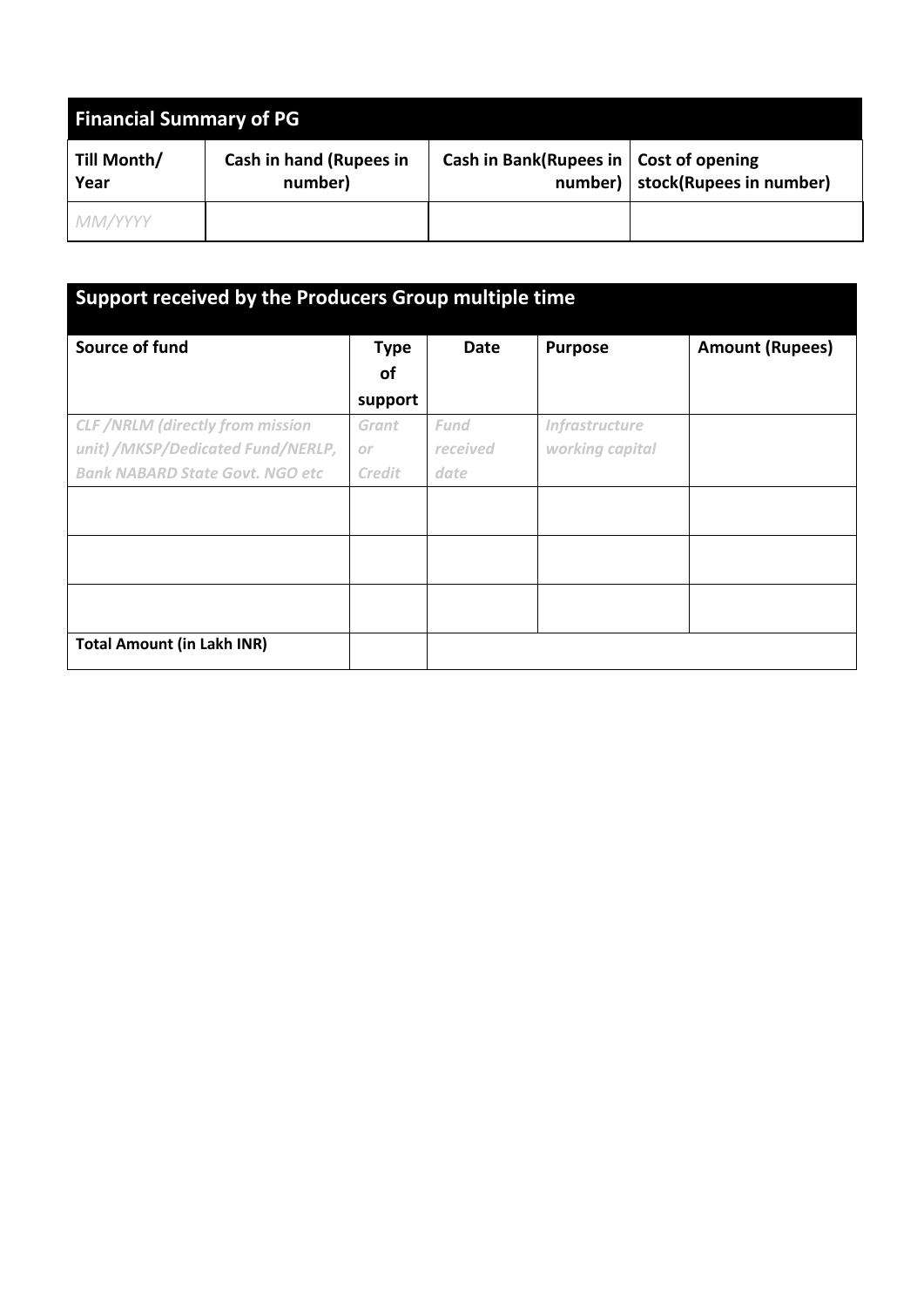| Financial Summary of PG | | | |
|---|---|---|---|
| **Till Month/ Year** | **Cash in hand (Rupees in number)** | **Cash in Bank(Rupees in number)** | **Cost of opening stock(Rupees in number)** |
| *MM/YYYY* | | | |

| Support received by the Producers Group multiple time | | | | |
|---|---|---|---|---|
| **Source of fund** | **Type of support** | **Date** | **Purpose** | **Amount (Rupees)** |
| *CLF /NRLM (directly from mission unit) /MKSP/Dedicated Fund/NERLP, Bank NABARD State Govt. NGO etc* | *Grant or Credit* | *Fund received date* | *Infrastructure working capital* | |
| | | | | |
| | | | | |
| | | | | |
| **Total Amount (in Lakh INR)** | | | | |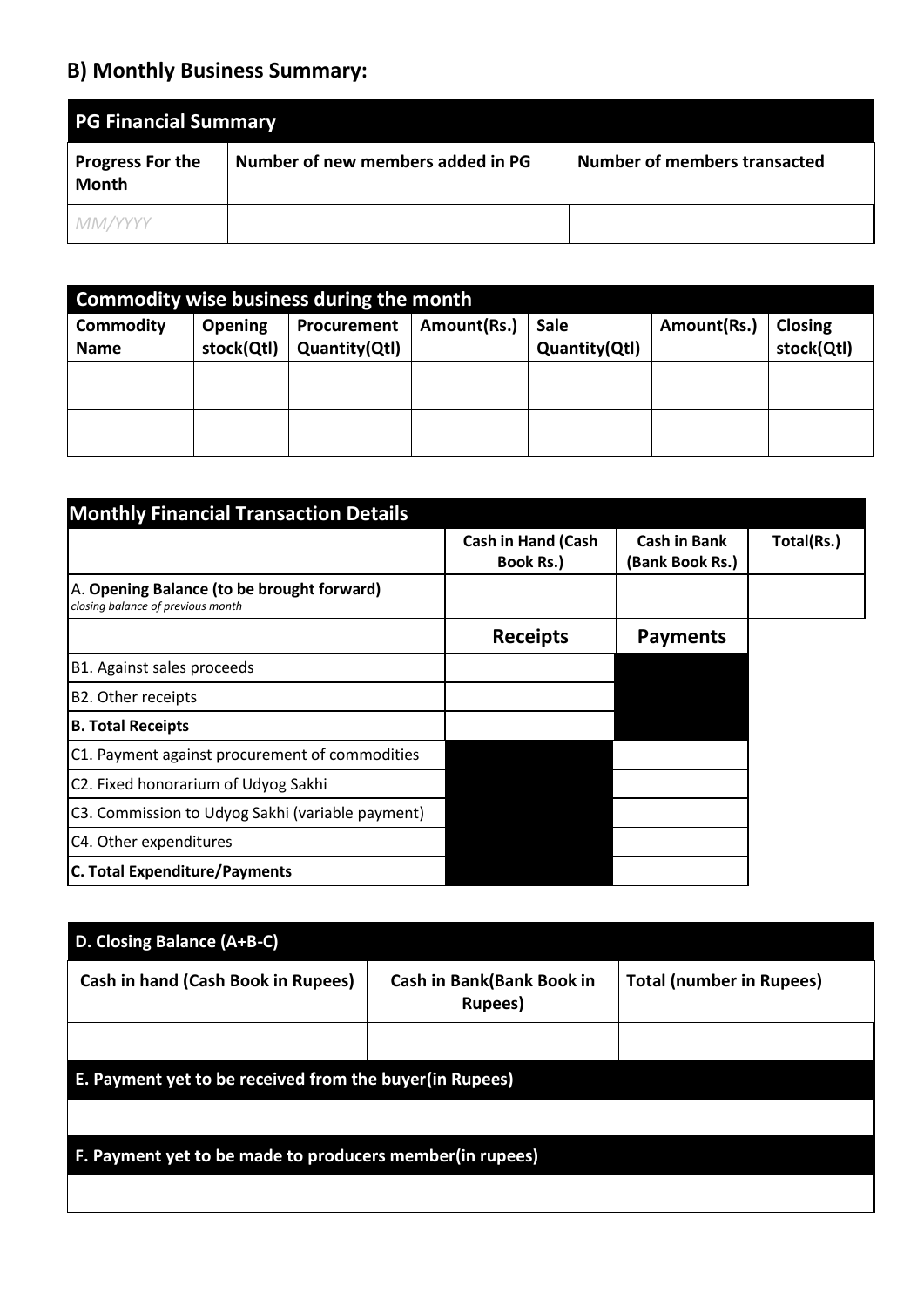## B) Monthly Business Summary:

| PG Financial Summary | | |
|---|---|---|
| **Progress For the Month** | **Number of new members added in PG** | **Number of members transacted** |
| *MM/YYYY* | | |

| Commodity wise business during the month | | | | | | |
|---|---|---|---|---|---|---|
| **Commodity Name** | **Opening stock(Qtl)** | **Procurement Quantity(Qtl)** | **Amount(Rs.)** | **Sale Quantity(Qtl)** | **Amount(Rs.)** | **Closing stock(Qtl)** |
| | | | | | | |
| | | | | | | |

| Monthly Financial Transaction Details | | | |
|---|---|---|---|
| | **Cash in Hand (Cash Book Rs.)** | **Cash in Bank (Bank Book Rs.)** | **Total(Rs.)** |
| A. **Opening Balance (to be brought forward)** *closing balance of previous month* | | | |
| | **Receipts** | **Payments** | |
| B1. Against sales proceeds | | | |
| B2. Other receipts | | | |
| **B. Total Receipts** | | | |
| C1. Payment against procurement of commodities | | | |
| C2. Fixed honorarium of Udyog Sakhi | | | |
| C3. Commission to Udyog Sakhi (variable payment) | | | |
| C4. Other expenditures | | | |
| **C. Total Expenditure/Payments** | | | |

| D. Closing Balance (A+B-C) | | |
|---|---|---|
| **Cash in hand (Cash Book in Rupees)** | **Cash in Bank(Bank Book in Rupees)** | **Total (number in Rupees)** |
| | | |

**E. Payment yet to be received from the buyer(in Rupees)**

**F. Payment yet to be made to producers member(in rupees)**